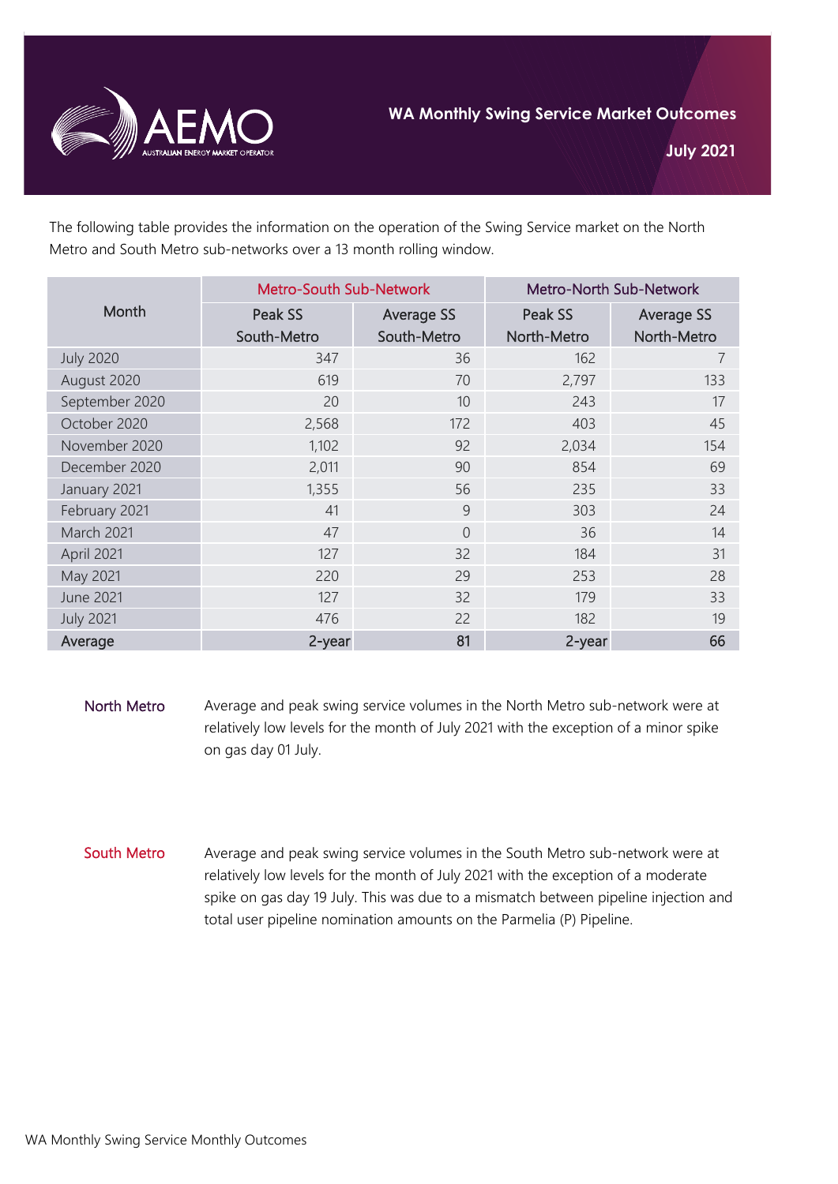# WA Monthly Swing Service Market Outcomes

**July 2021**

The following table provides the information on the operation of the Swing Service market on the North Metro and South Metro sub-networks over a 13 month rolling window.

| Month | Metro-South Sub-Network | | Metro-North Sub-Network | |
|---|---|---|---|---|
| | Peak SS South-Metro | Average SS South-Metro | Peak SS North-Metro | Average SS North-Metro |
| July 2020 | 347 | 36 | 162 | 7 |
| August 2020 | 619 | 70 | 2,797 | 133 |
| September 2020 | 20 | 10 | 243 | 17 |
| October 2020 | 2,568 | 172 | 403 | 45 |
| November 2020 | 1,102 | 92 | 2,034 | 154 |
| December 2020 | 2,011 | 90 | 854 | 69 |
| January 2021 | 1,355 | 56 | 235 | 33 |
| February 2021 | 41 | 9 | 303 | 24 |
| March 2021 | 47 | 0 | 36 | 14 |
| April 2021 | 127 | 32 | 184 | 31 |
| May 2021 | 220 | 29 | 253 | 28 |
| June 2021 | 127 | 32 | 179 | 33 |
| July 2021 | 476 | 22 | 182 | 19 |
| **Average** | **2-year** | **81** | **2-year** | **66** |

**North Metro**

Average and peak swing service volumes in the North Metro sub-network were at relatively low levels for the month of July 2021 with the exception of a minor spike on gas day 01 July.

**South Metro**

Average and peak swing service volumes in the South Metro sub-network were at relatively low levels for the month of July 2021 with the exception of a moderate spike on gas day 19 July. This was due to a mismatch between pipeline injection and total user pipeline nomination amounts on the Parmelia (P) Pipeline.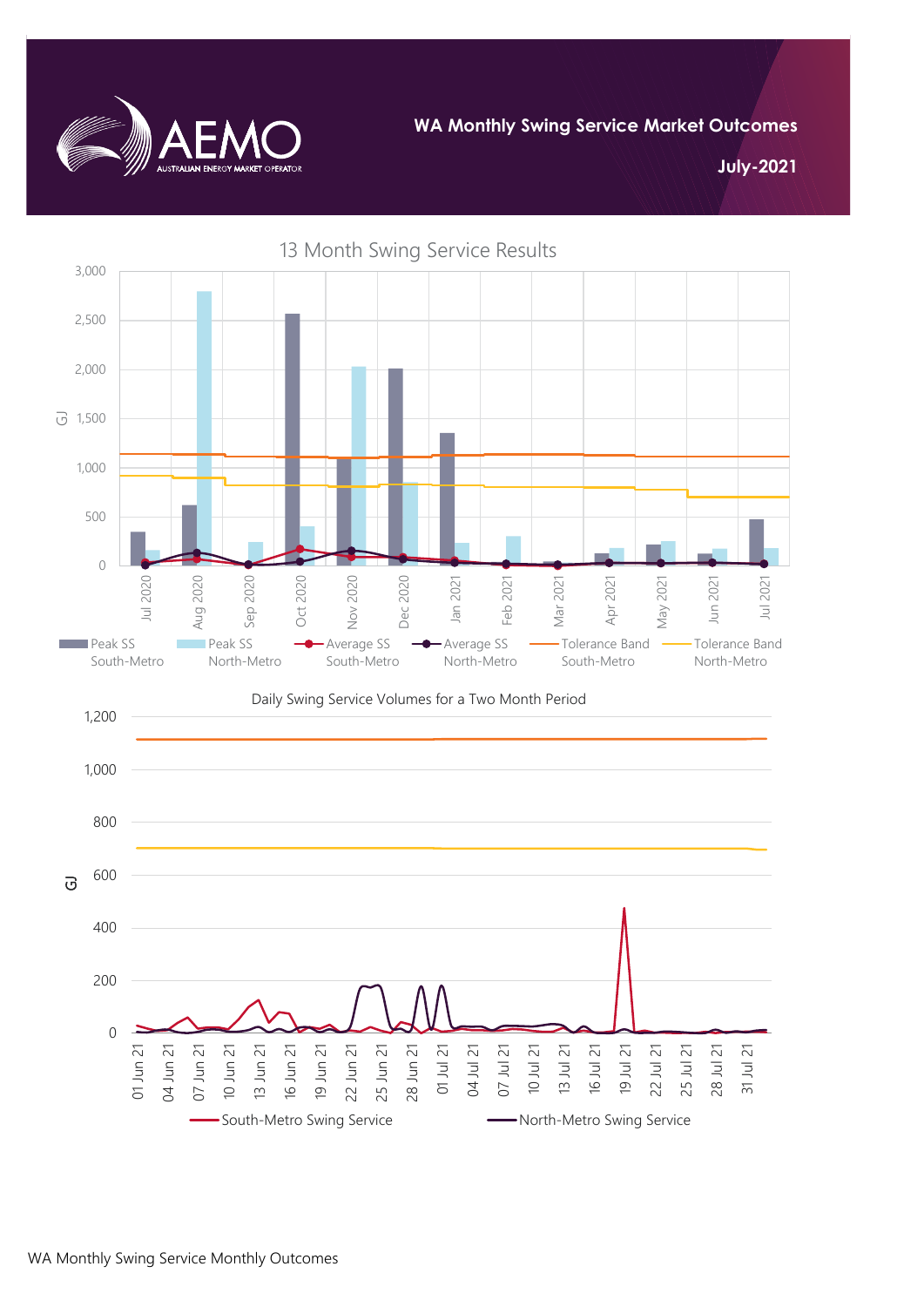WA Monthly Swing Service Market Outcomes

July-2021

13 Month Swing Service Results

GJ

Jul 2020, Aug 2020, Sep 2020, Oct 2020, Nov 2020, Dec 2020, Jan 2021, Feb 2021, Mar 2021, Apr 2021, May 2021, Jun 2021, Jul 2021

Peak SS South-Metro | Peak SS North-Metro | Average SS South-Metro | Average SS North-Metro | Tolerance Band South-Metro | Tolerance Band North-Metro

Daily Swing Service Volumes for a Two Month Period

GJ

South-Metro Swing Service | North-Metro Swing Service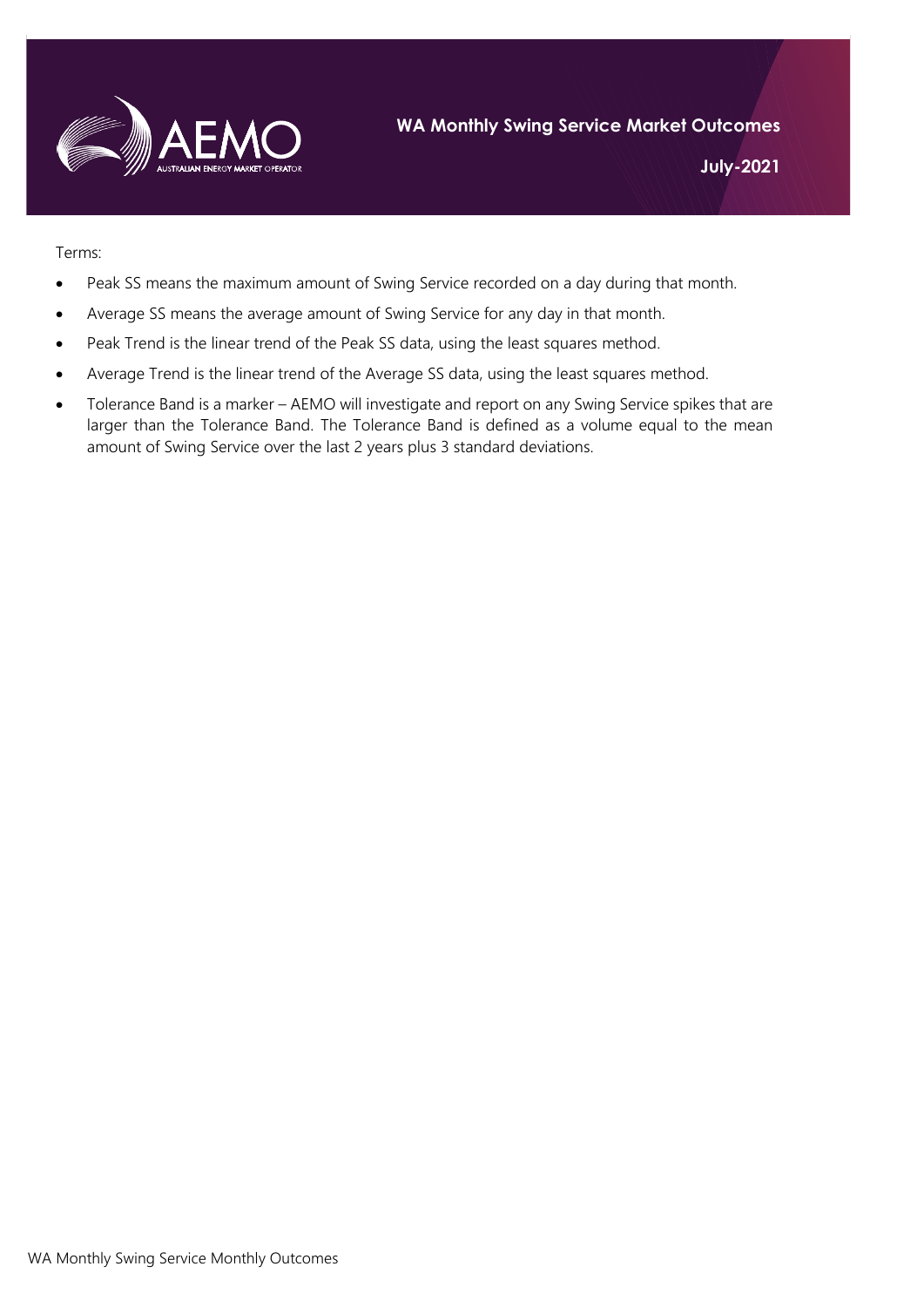# WA Monthly Swing Service Market Outcomes

**July-2021**

Terms:

- Peak SS means the maximum amount of Swing Service recorded on a day during that month.
- Average SS means the average amount of Swing Service for any day in that month.
- Peak Trend is the linear trend of the Peak SS data, using the least squares method.
- Average Trend is the linear trend of the Average SS data, using the least squares method.
- Tolerance Band is a marker – AEMO will investigate and report on any Swing Service spikes that are larger than the Tolerance Band. The Tolerance Band is defined as a volume equal to the mean amount of Swing Service over the last 2 years plus 3 standard deviations.